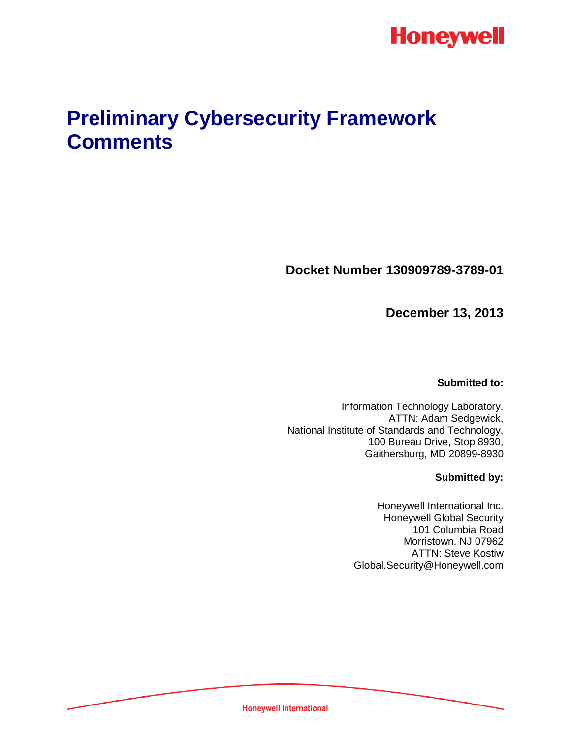Honeywell

# Preliminary Cybersecurity Framework Comments

**Docket Number 130909789-3789-01**

**December 13, 2013**

**Submitted to:**

Information Technology Laboratory,
ATTN: Adam Sedgewick,
National Institute of Standards and Technology,
100 Bureau Drive, Stop 8930,
Gaithersburg, MD 20899-8930

**Submitted by:**

Honeywell International Inc.
Honeywell Global Security
101 Columbia Road
Morristown, NJ 07962
ATTN: Steve Kostiw
Global.Security@Honeywell.com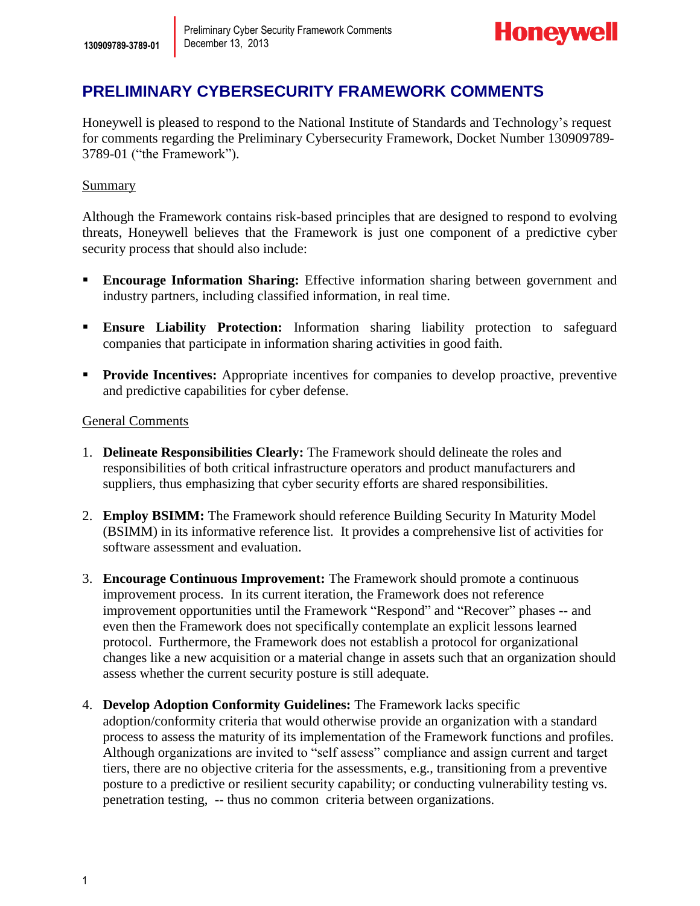# PRELIMINARY CYBERSECURITY FRAMEWORK COMMENTS

Honeywell is pleased to respond to the National Institute of Standards and Technology's request for comments regarding the Preliminary Cybersecurity Framework, Docket Number 130909789-3789-01 ("the Framework").

## Summary

Although the Framework contains risk-based principles that are designed to respond to evolving threats, Honeywell believes that the Framework is just one component of a predictive cyber security process that should also include:

- **Encourage Information Sharing:** Effective information sharing between government and industry partners, including classified information, in real time.
- **Ensure Liability Protection:** Information sharing liability protection to safeguard companies that participate in information sharing activities in good faith.
- **Provide Incentives:** Appropriate incentives for companies to develop proactive, preventive and predictive capabilities for cyber defense.

## General Comments

1. **Delineate Responsibilities Clearly:** The Framework should delineate the roles and responsibilities of both critical infrastructure operators and product manufacturers and suppliers, thus emphasizing that cyber security efforts are shared responsibilities.
2. **Employ BSIMM:** The Framework should reference Building Security In Maturity Model (BSIMM) in its informative reference list. It provides a comprehensive list of activities for software assessment and evaluation.
3. **Encourage Continuous Improvement:** The Framework should promote a continuous improvement process. In its current iteration, the Framework does not reference improvement opportunities until the Framework "Respond" and "Recover" phases -- and even then the Framework does not specifically contemplate an explicit lessons learned protocol. Furthermore, the Framework does not establish a protocol for organizational changes like a new acquisition or a material change in assets such that an organization should assess whether the current security posture is still adequate.
4. **Develop Adoption Conformity Guidelines:** The Framework lacks specific adoption/conformity criteria that would otherwise provide an organization with a standard process to assess the maturity of its implementation of the Framework functions and profiles. Although organizations are invited to "self assess" compliance and assign current and target tiers, there are no objective criteria for the assessments, e.g., transitioning from a preventive posture to a predictive or resilient security capability; or conducting vulnerability testing vs. penetration testing, -- thus no common criteria between organizations.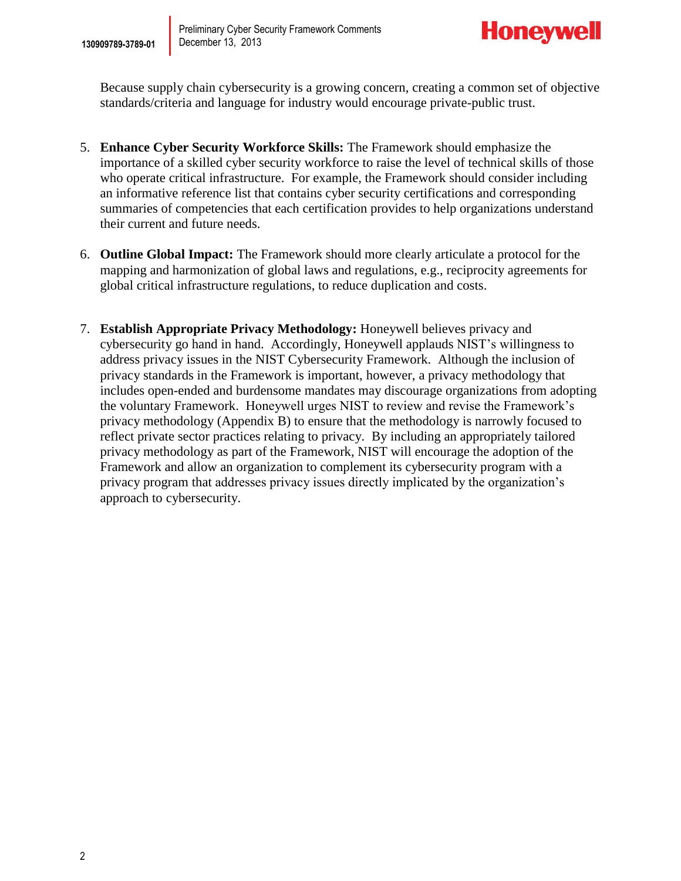Because supply chain cybersecurity is a growing concern, creating a common set of objective standards/criteria and language for industry would encourage private-public trust.

5. **Enhance Cyber Security Workforce Skills:** The Framework should emphasize the importance of a skilled cyber security workforce to raise the level of technical skills of those who operate critical infrastructure. For example, the Framework should consider including an informative reference list that contains cyber security certifications and corresponding summaries of competencies that each certification provides to help organizations understand their current and future needs.

6. **Outline Global Impact:** The Framework should more clearly articulate a protocol for the mapping and harmonization of global laws and regulations, e.g., reciprocity agreements for global critical infrastructure regulations, to reduce duplication and costs.

7. **Establish Appropriate Privacy Methodology:** Honeywell believes privacy and cybersecurity go hand in hand. Accordingly, Honeywell applauds NIST's willingness to address privacy issues in the NIST Cybersecurity Framework. Although the inclusion of privacy standards in the Framework is important, however, a privacy methodology that includes open-ended and burdensome mandates may discourage organizations from adopting the voluntary Framework. Honeywell urges NIST to review and revise the Framework's privacy methodology (Appendix B) to ensure that the methodology is narrowly focused to reflect private sector practices relating to privacy. By including an appropriately tailored privacy methodology as part of the Framework, NIST will encourage the adoption of the Framework and allow an organization to complement its cybersecurity program with a privacy program that addresses privacy issues directly implicated by the organization's approach to cybersecurity.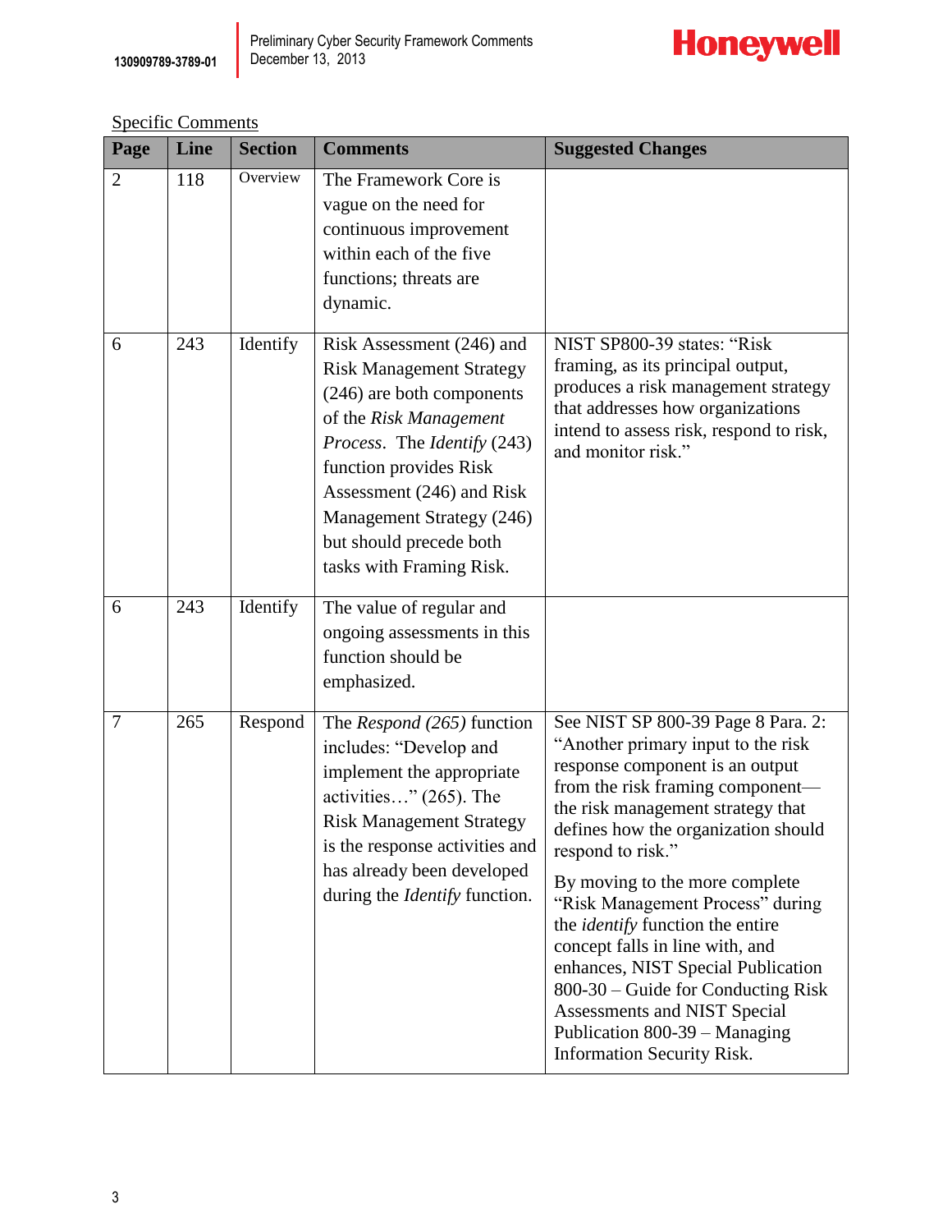Specific Comments

| Page | Line | Section | Comments | Suggested Changes |
|---|---|---|---|---|
| 2 | 118 | Overview | The Framework Core is vague on the need for continuous improvement within each of the five functions; threats are dynamic. | |
| 6 | 243 | Identify | Risk Assessment (246) and Risk Management Strategy (246) are both components of the *Risk Management Process*. The *Identify* (243) function provides Risk Assessment (246) and Risk Management Strategy (246) but should precede both tasks with Framing Risk. | NIST SP800-39 states: "Risk framing, as its principal output, produces a risk management strategy that addresses how organizations intend to assess risk, respond to risk, and monitor risk." |
| 6 | 243 | Identify | The value of regular and ongoing assessments in this function should be emphasized. | |
| 7 | 265 | Respond | The *Respond (265)* function includes: "Develop and implement the appropriate activities…" (265). The Risk Management Strategy is the response activities and has already been developed during the *Identify* function. | See NIST SP 800-39 Page 8 Para. 2: "Another primary input to the risk response component is an output from the risk framing component—the risk management strategy that defines how the organization should respond to risk."<br><br>By moving to the more complete "Risk Management Process" during the *identify* function the entire concept falls in line with, and enhances, NIST Special Publication 800-30 – Guide for Conducting Risk Assessments and NIST Special Publication 800-39 – Managing Information Security Risk. |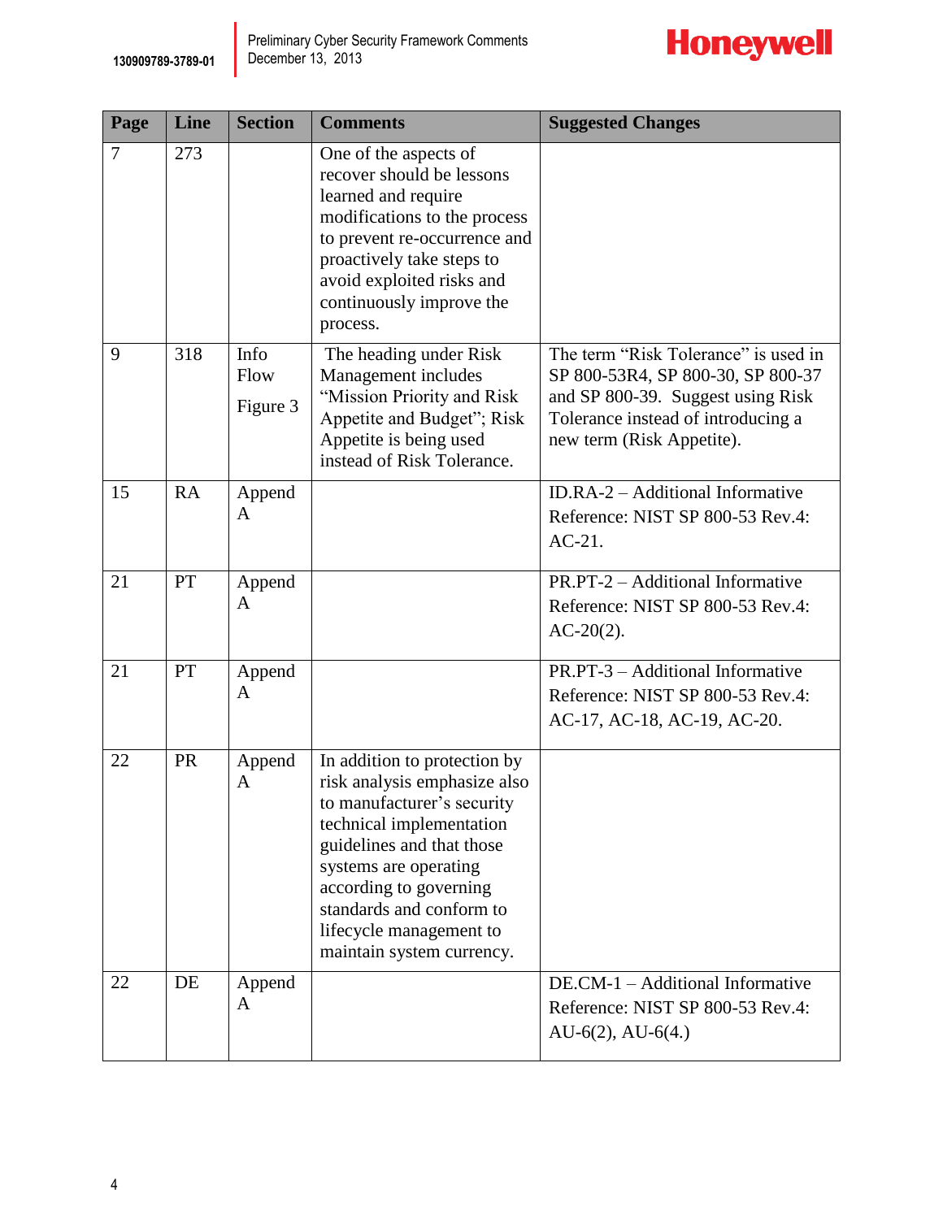| Page | Line | Section | Comments | Suggested Changes |
|---|---|---|---|---|
| 7 | 273 | | One of the aspects of recover should be lessons learned and require modifications to the process to prevent re-occurrence and proactively take steps to avoid exploited risks and continuously improve the process. | |
| 9 | 318 | Info Flow Figure 3 | The heading under Risk Management includes "Mission Priority and Risk Appetite and Budget"; Risk Appetite is being used instead of Risk Tolerance. | The term "Risk Tolerance" is used in SP 800-53R4, SP 800-30, SP 800-37 and SP 800-39. Suggest using Risk Tolerance instead of introducing a new term (Risk Appetite). |
| 15 | RA | Append A | | ID.RA-2 – Additional Informative Reference: NIST SP 800-53 Rev.4: AC-21. |
| 21 | PT | Append A | | PR.PT-2 – Additional Informative Reference: NIST SP 800-53 Rev.4: AC-20(2). |
| 21 | PT | Append A | | PR.PT-3 – Additional Informative Reference: NIST SP 800-53 Rev.4: AC-17, AC-18, AC-19, AC-20. |
| 22 | PR | Append A | In addition to protection by risk analysis emphasize also to manufacturer's security technical implementation guidelines and that those systems are operating according to governing standards and conform to lifecycle management to maintain system currency. | |
| 22 | DE | Append A | | DE.CM-1 – Additional Informative Reference: NIST SP 800-53 Rev.4: AU-6(2), AU-6(4.) |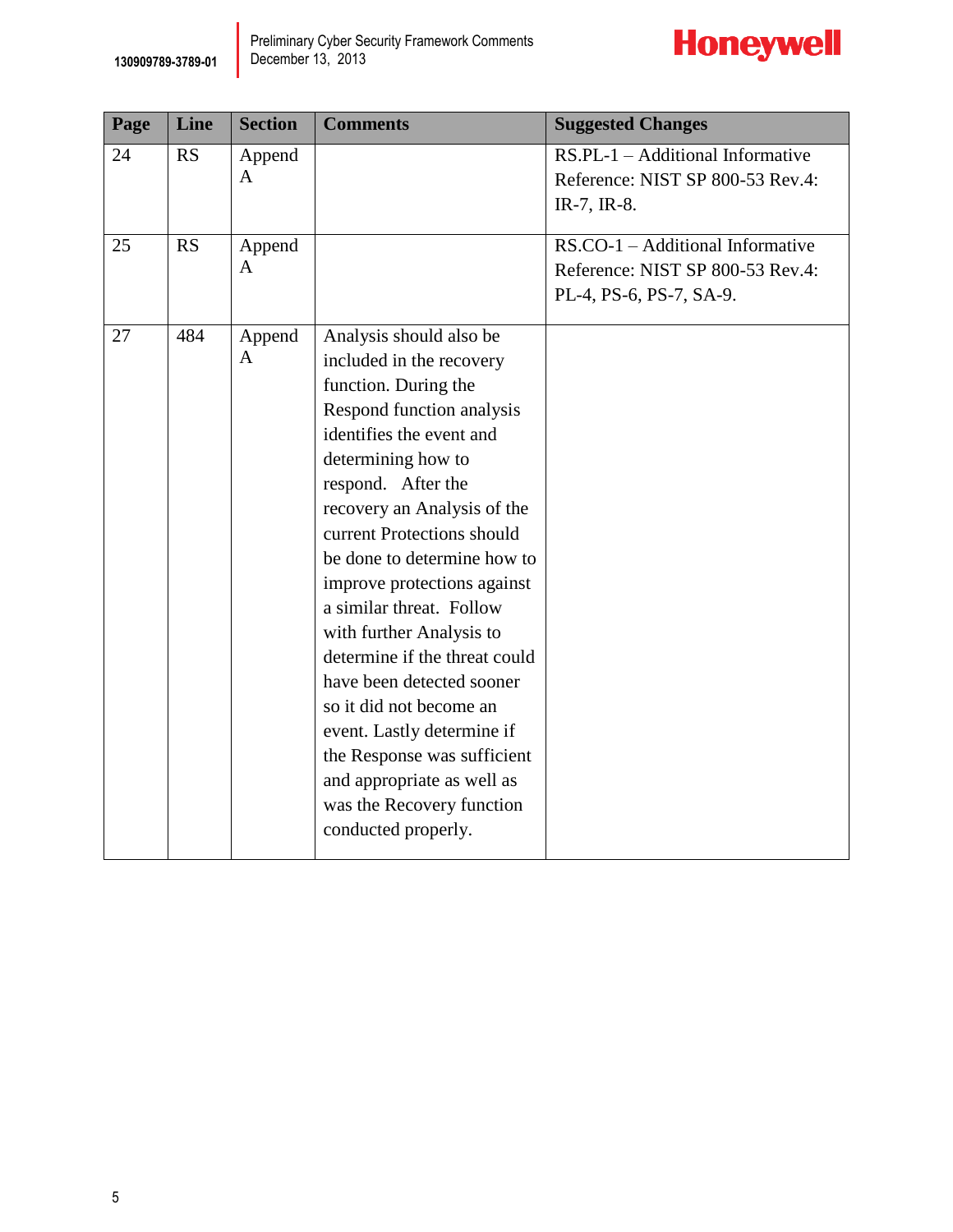| Page | Line | Section | Comments | Suggested Changes |
|---|---|---|---|---|
| 24 | RS | Append A | | RS.PL-1 – Additional Informative Reference: NIST SP 800-53 Rev.4: IR-7, IR-8. |
| 25 | RS | Append A | | RS.CO-1 – Additional Informative Reference: NIST SP 800-53 Rev.4: PL-4, PS-6, PS-7, SA-9. |
| 27 | 484 | Append A | Analysis should also be included in the recovery function. During the Respond function analysis identifies the event and determining how to respond. After the recovery an Analysis of the current Protections should be done to determine how to improve protections against a similar threat. Follow with further Analysis to determine if the threat could have been detected sooner so it did not become an event. Lastly determine if the Response was sufficient and appropriate as well as was the Recovery function conducted properly. | |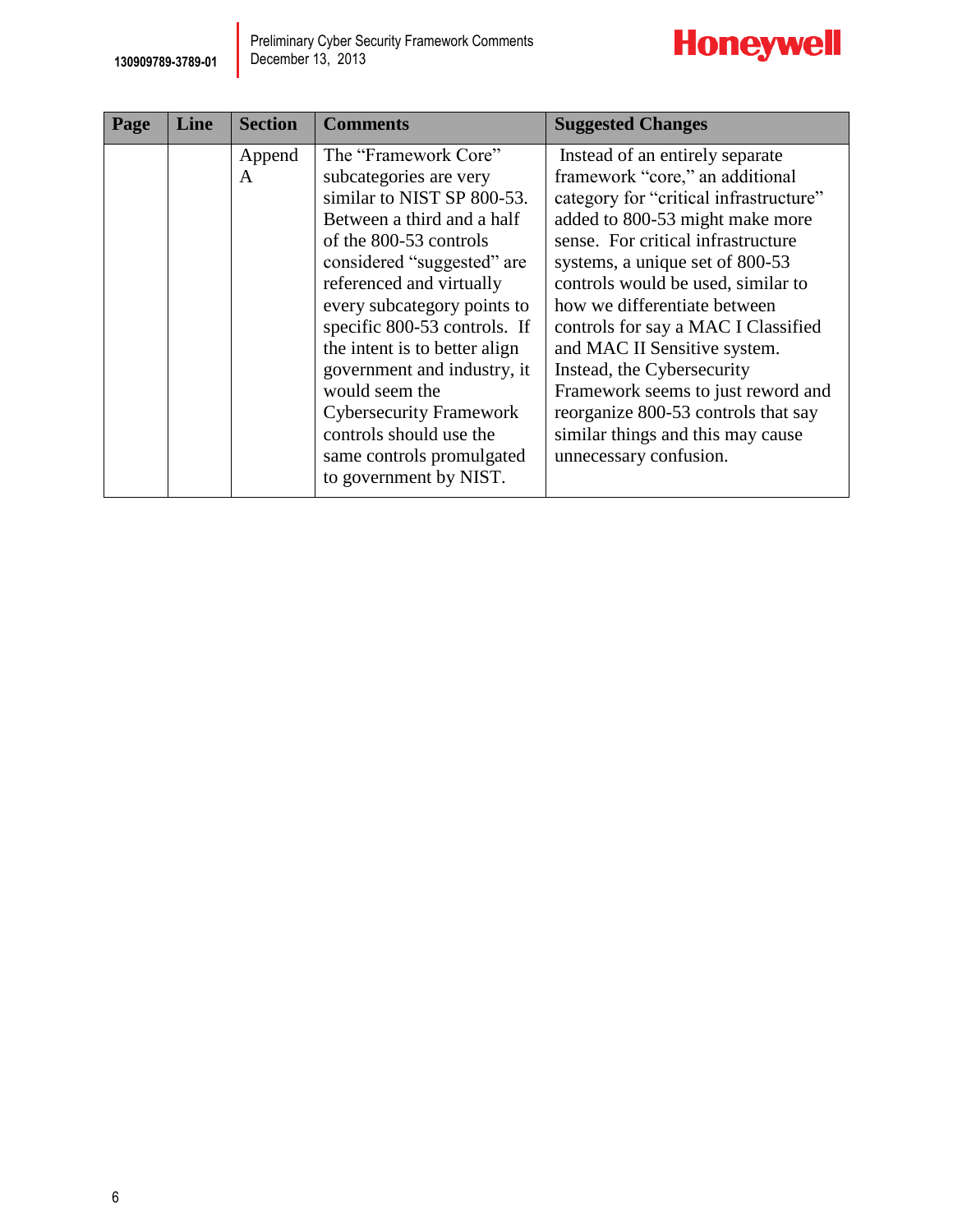| Page | Line | Section | Comments | Suggested Changes |
|---|---|---|---|---|
| | | Append A | The "Framework Core" subcategories are very similar to NIST SP 800-53. Between a third and a half of the 800-53 controls considered "suggested" are referenced and virtually every subcategory points to specific 800-53 controls. If the intent is to better align government and industry, it would seem the Cybersecurity Framework controls should use the same controls promulgated to government by NIST. | Instead of an entirely separate framework "core," an additional category for "critical infrastructure" added to 800-53 might make more sense. For critical infrastructure systems, a unique set of 800-53 controls would be used, similar to how we differentiate between controls for say a MAC I Classified and MAC II Sensitive system. Instead, the Cybersecurity Framework seems to just reword and reorganize 800-53 controls that say similar things and this may cause unnecessary confusion. |